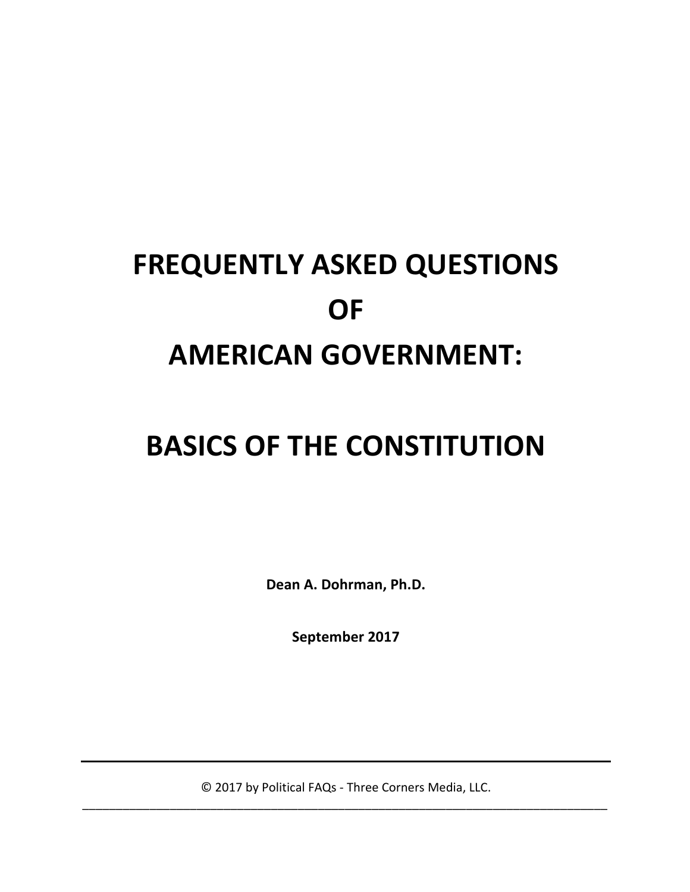# FREQUENTLY ASKED QUESTIONS OF AMERICAN GOVERNMENT:

# BASICS OF THE CONSTITUTION

**Dean A. Dohrman, Ph.D.**

**September 2017**

---

© 2017 by Political FAQs - Three Corners Media, LLC.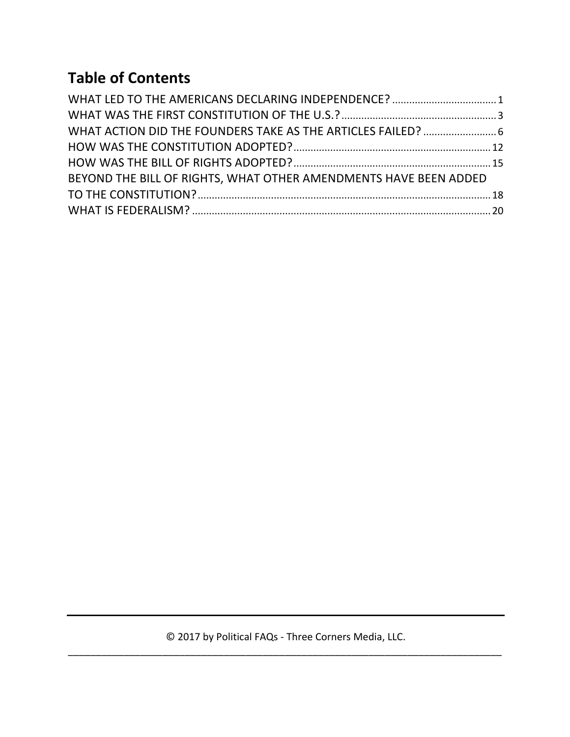## Table of Contents

WHAT LED TO THE AMERICANS DECLARING INDEPENDENCE? ..................................... 1
WHAT WAS THE FIRST CONSTITUTION OF THE U.S.? ....................................................... 3
WHAT ACTION DID THE FOUNDERS TAKE AS THE ARTICLES FAILED? .......................... 6
HOW WAS THE CONSTITUTION ADOPTED? ...................................................................... 12
HOW WAS THE BILL OF RIGHTS ADOPTED? ..................................................................... 15
BEYOND THE BILL OF RIGHTS, WHAT OTHER AMENDMENTS HAVE BEEN ADDED TO THE CONSTITUTION? ........................................................................................................ 18
WHAT IS FEDERALISM? ......................................................................................................... 20

© 2017 by Political FAQs - Three Corners Media, LLC.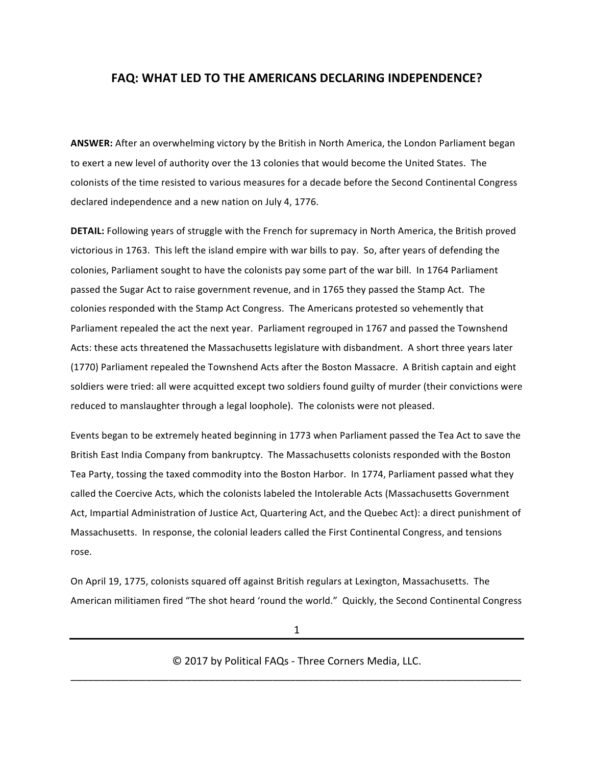## FAQ: WHAT LED TO THE AMERICANS DECLARING INDEPENDENCE?

**ANSWER:** After an overwhelming victory by the British in North America, the London Parliament began to exert a new level of authority over the 13 colonies that would become the United States. The colonists of the time resisted to various measures for a decade before the Second Continental Congress declared independence and a new nation on July 4, 1776.

**DETAIL:** Following years of struggle with the French for supremacy in North America, the British proved victorious in 1763. This left the island empire with war bills to pay. So, after years of defending the colonies, Parliament sought to have the colonists pay some part of the war bill. In 1764 Parliament passed the Sugar Act to raise government revenue, and in 1765 they passed the Stamp Act. The colonies responded with the Stamp Act Congress. The Americans protested so vehemently that Parliament repealed the act the next year. Parliament regrouped in 1767 and passed the Townshend Acts: these acts threatened the Massachusetts legislature with disbandment. A short three years later (1770) Parliament repealed the Townshend Acts after the Boston Massacre. A British captain and eight soldiers were tried: all were acquitted except two soldiers found guilty of murder (their convictions were reduced to manslaughter through a legal loophole). The colonists were not pleased.

Events began to be extremely heated beginning in 1773 when Parliament passed the Tea Act to save the British East India Company from bankruptcy. The Massachusetts colonists responded with the Boston Tea Party, tossing the taxed commodity into the Boston Harbor. In 1774, Parliament passed what they called the Coercive Acts, which the colonists labeled the Intolerable Acts (Massachusetts Government Act, Impartial Administration of Justice Act, Quartering Act, and the Quebec Act): a direct punishment of Massachusetts. In response, the colonial leaders called the First Continental Congress, and tensions rose.

On April 19, 1775, colonists squared off against British regulars at Lexington, Massachusetts. The American militiamen fired "The shot heard 'round the world." Quickly, the Second Continental Congress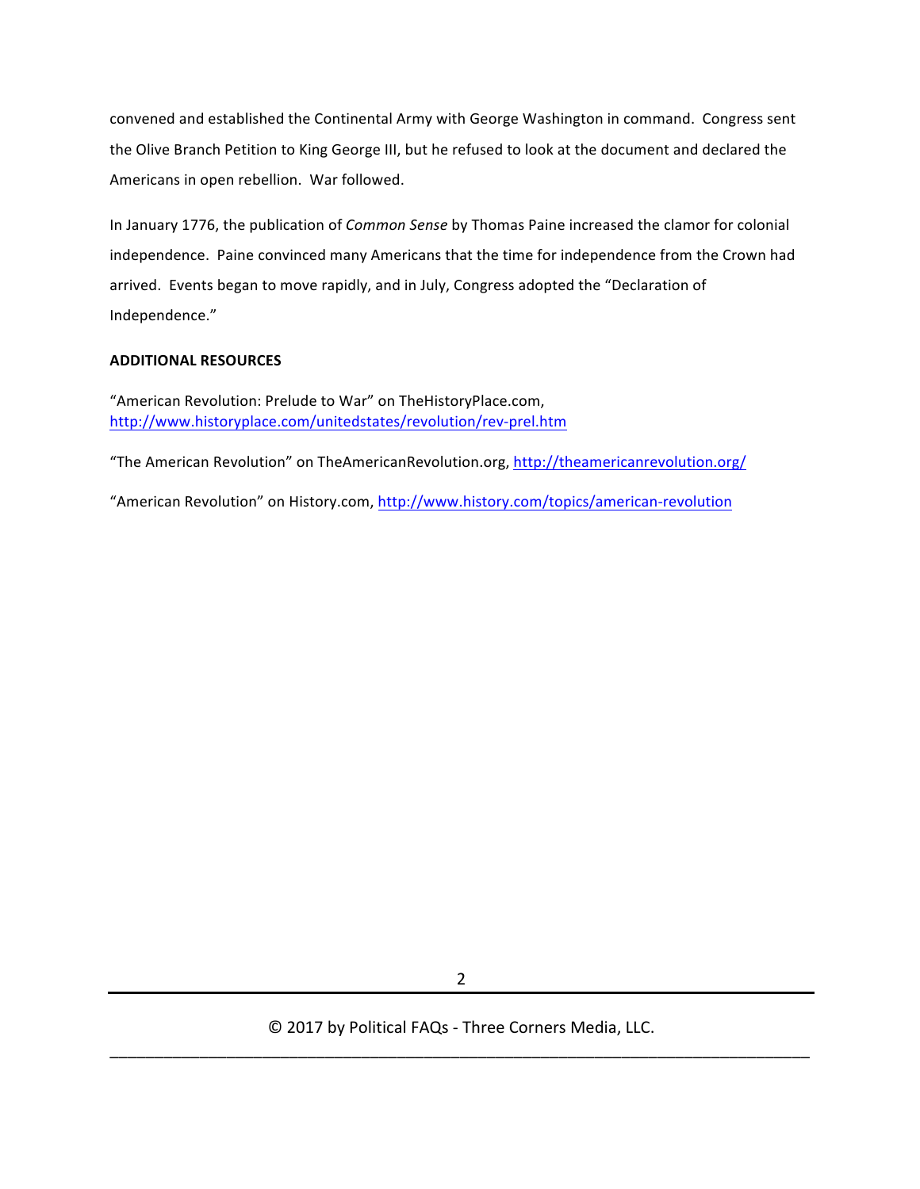convened and established the Continental Army with George Washington in command. Congress sent the Olive Branch Petition to King George III, but he refused to look at the document and declared the Americans in open rebellion. War followed.

In January 1776, the publication of *Common Sense* by Thomas Paine increased the clamor for colonial independence. Paine convinced many Americans that the time for independence from the Crown had arrived. Events began to move rapidly, and in July, Congress adopted the "Declaration of Independence."

**ADDITIONAL RESOURCES**

"American Revolution: Prelude to War" on TheHistoryPlace.com, http://www.historyplace.com/unitedstates/revolution/rev-prel.htm

"The American Revolution" on TheAmericanRevolution.org, http://theamericanrevolution.org/

"American Revolution" on History.com, http://www.history.com/topics/american-revolution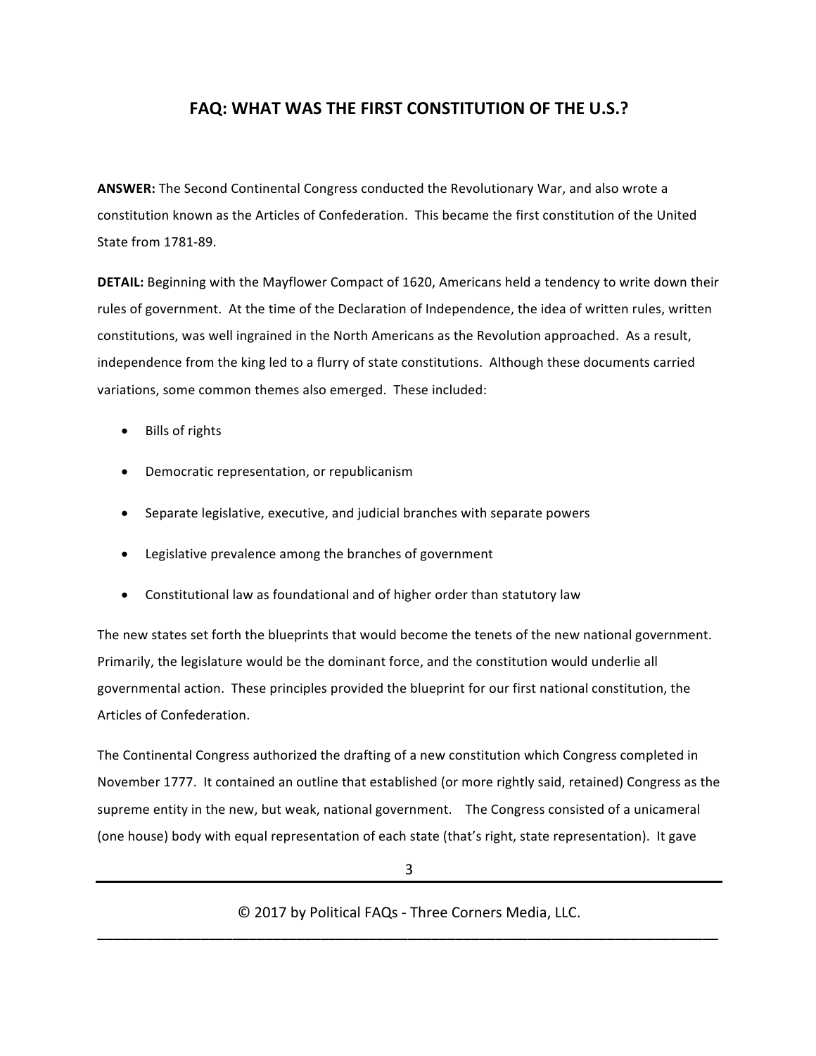## FAQ: WHAT WAS THE FIRST CONSTITUTION OF THE U.S.?

**ANSWER:** The Second Continental Congress conducted the Revolutionary War, and also wrote a constitution known as the Articles of Confederation. This became the first constitution of the United State from 1781-89.

**DETAIL:** Beginning with the Mayflower Compact of 1620, Americans held a tendency to write down their rules of government. At the time of the Declaration of Independence, the idea of written rules, written constitutions, was well ingrained in the North Americans as the Revolution approached. As a result, independence from the king led to a flurry of state constitutions. Although these documents carried variations, some common themes also emerged. These included:

- Bills of rights
- Democratic representation, or republicanism
- Separate legislative, executive, and judicial branches with separate powers
- Legislative prevalence among the branches of government
- Constitutional law as foundational and of higher order than statutory law

The new states set forth the blueprints that would become the tenets of the new national government. Primarily, the legislature would be the dominant force, and the constitution would underlie all governmental action. These principles provided the blueprint for our first national constitution, the Articles of Confederation.

The Continental Congress authorized the drafting of a new constitution which Congress completed in November 1777. It contained an outline that established (or more rightly said, retained) Congress as the supreme entity in the new, but weak, national government. The Congress consisted of a unicameral (one house) body with equal representation of each state (that's right, state representation). It gave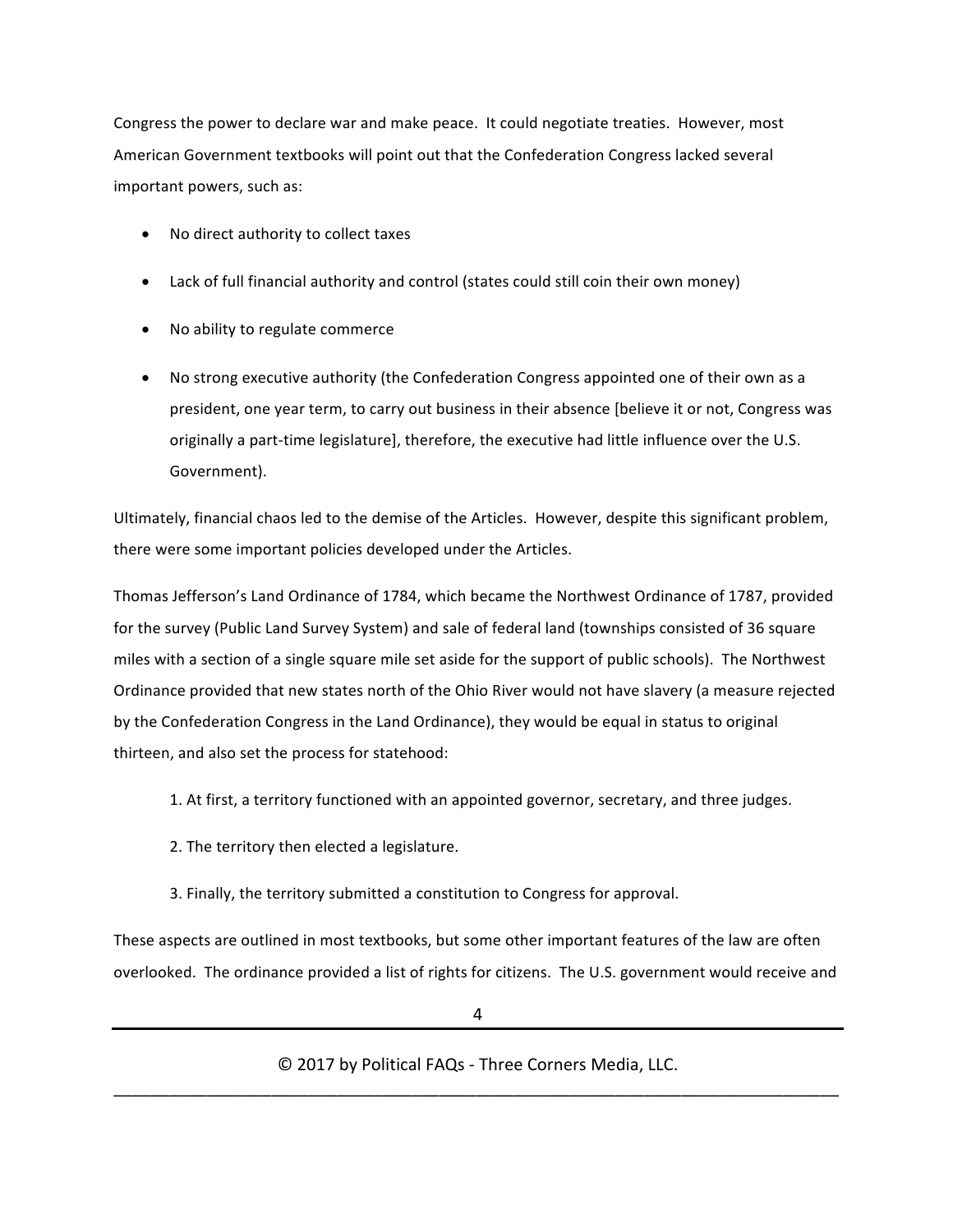Congress the power to declare war and make peace. It could negotiate treaties. However, most American Government textbooks will point out that the Confederation Congress lacked several important powers, such as:

- No direct authority to collect taxes
- Lack of full financial authority and control (states could still coin their own money)
- No ability to regulate commerce
- No strong executive authority (the Confederation Congress appointed one of their own as a president, one year term, to carry out business in their absence [believe it or not, Congress was originally a part-time legislature], therefore, the executive had little influence over the U.S. Government).

Ultimately, financial chaos led to the demise of the Articles. However, despite this significant problem, there were some important policies developed under the Articles.

Thomas Jefferson's Land Ordinance of 1784, which became the Northwest Ordinance of 1787, provided for the survey (Public Land Survey System) and sale of federal land (townships consisted of 36 square miles with a section of a single square mile set aside for the support of public schools). The Northwest Ordinance provided that new states north of the Ohio River would not have slavery (a measure rejected by the Confederation Congress in the Land Ordinance), they would be equal in status to original thirteen, and also set the process for statehood:

1. At first, a territory functioned with an appointed governor, secretary, and three judges.
2. The territory then elected a legislature.
3. Finally, the territory submitted a constitution to Congress for approval.

These aspects are outlined in most textbooks, but some other important features of the law are often overlooked. The ordinance provided a list of rights for citizens. The U.S. government would receive and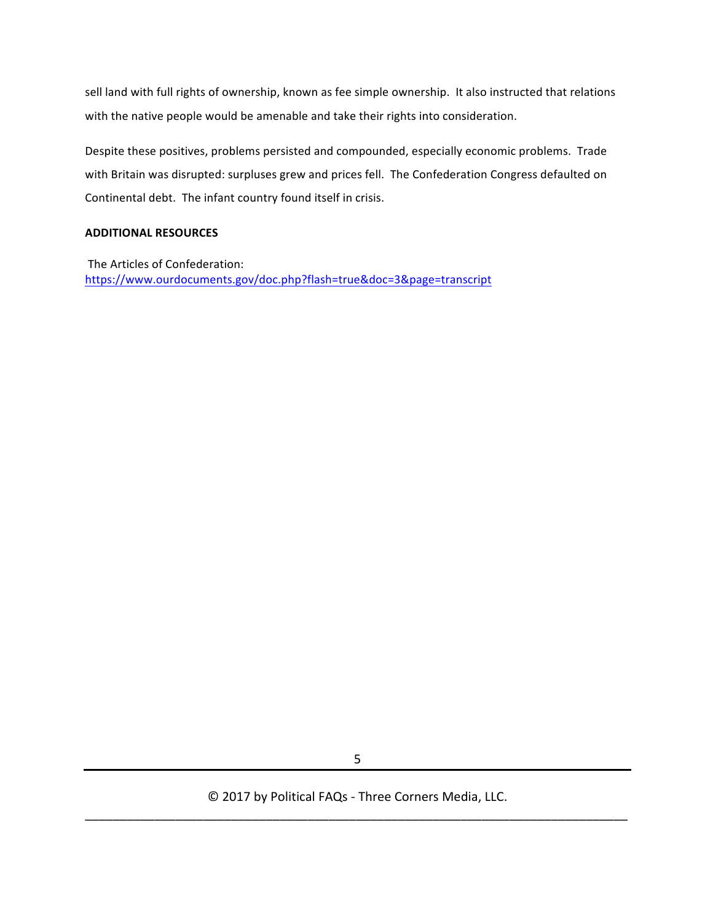sell land with full rights of ownership, known as fee simple ownership. It also instructed that relations with the native people would be amenable and take their rights into consideration.

Despite these positives, problems persisted and compounded, especially economic problems. Trade with Britain was disrupted: surpluses grew and prices fell. The Confederation Congress defaulted on Continental debt. The infant country found itself in crisis.

**ADDITIONAL RESOURCES**

The Articles of Confederation:
https://www.ourdocuments.gov/doc.php?flash=true&doc=3&page=transcript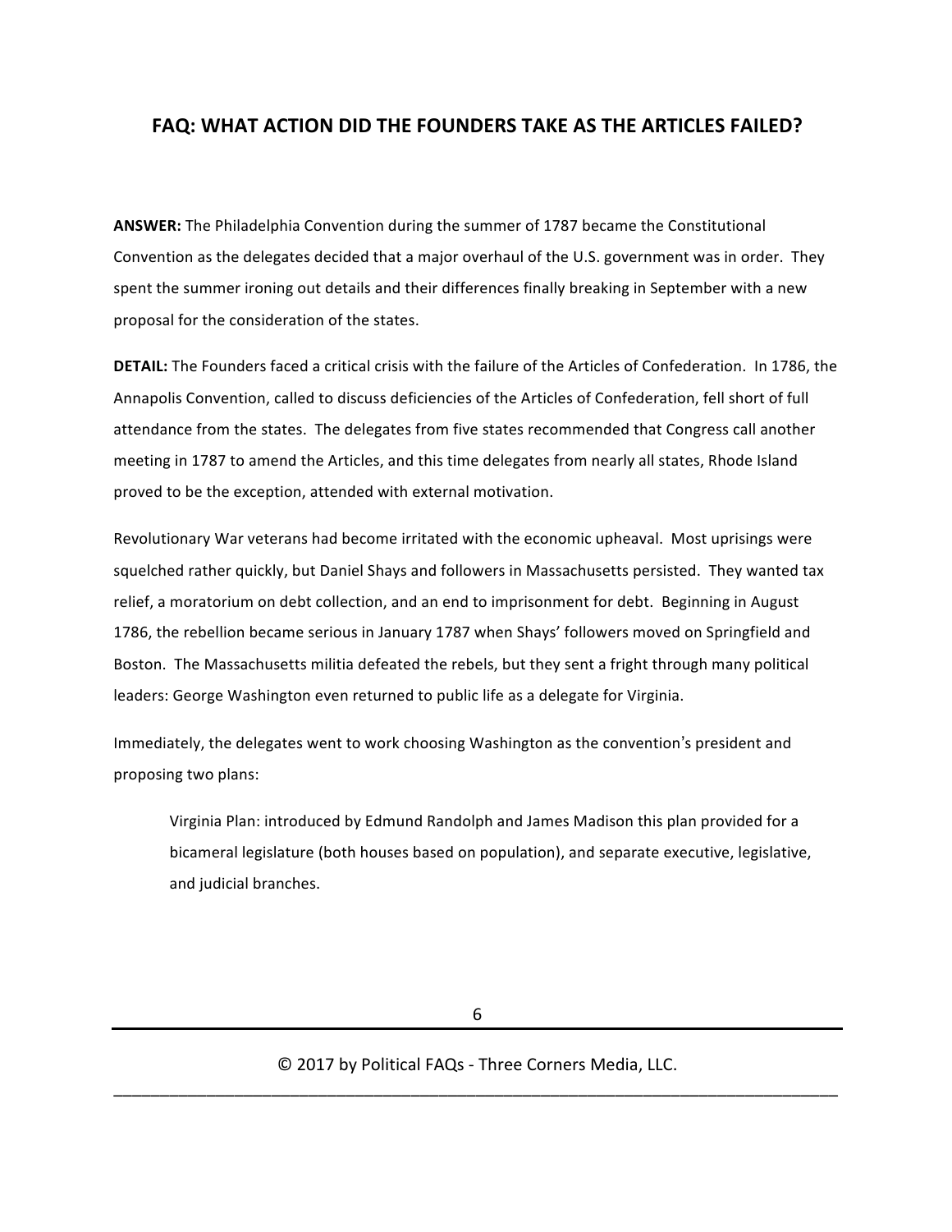## FAQ: WHAT ACTION DID THE FOUNDERS TAKE AS THE ARTICLES FAILED?

**ANSWER:** The Philadelphia Convention during the summer of 1787 became the Constitutional Convention as the delegates decided that a major overhaul of the U.S. government was in order. They spent the summer ironing out details and their differences finally breaking in September with a new proposal for the consideration of the states.

**DETAIL:** The Founders faced a critical crisis with the failure of the Articles of Confederation. In 1786, the Annapolis Convention, called to discuss deficiencies of the Articles of Confederation, fell short of full attendance from the states. The delegates from five states recommended that Congress call another meeting in 1787 to amend the Articles, and this time delegates from nearly all states, Rhode Island proved to be the exception, attended with external motivation.

Revolutionary War veterans had become irritated with the economic upheaval. Most uprisings were squelched rather quickly, but Daniel Shays and followers in Massachusetts persisted. They wanted tax relief, a moratorium on debt collection, and an end to imprisonment for debt. Beginning in August 1786, the rebellion became serious in January 1787 when Shays' followers moved on Springfield and Boston. The Massachusetts militia defeated the rebels, but they sent a fright through many political leaders: George Washington even returned to public life as a delegate for Virginia.

Immediately, the delegates went to work choosing Washington as the convention's president and proposing two plans:

> Virginia Plan: introduced by Edmund Randolph and James Madison this plan provided for a bicameral legislature (both houses based on population), and separate executive, legislative, and judicial branches.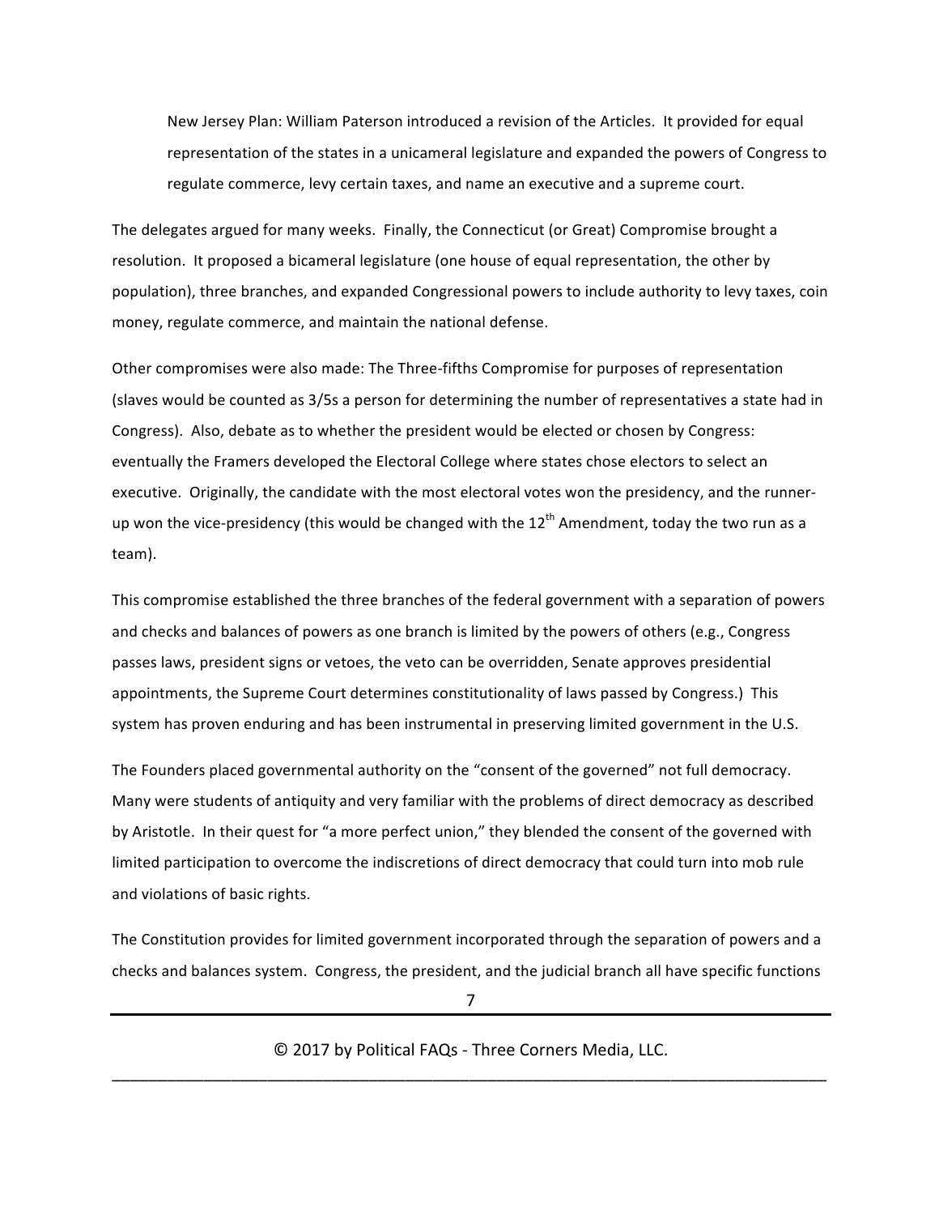New Jersey Plan: William Paterson introduced a revision of the Articles. It provided for equal representation of the states in a unicameral legislature and expanded the powers of Congress to regulate commerce, levy certain taxes, and name an executive and a supreme court.

The delegates argued for many weeks. Finally, the Connecticut (or Great) Compromise brought a resolution. It proposed a bicameral legislature (one house of equal representation, the other by population), three branches, and expanded Congressional powers to include authority to levy taxes, coin money, regulate commerce, and maintain the national defense.

Other compromises were also made: The Three-fifths Compromise for purposes of representation (slaves would be counted as 3/5s a person for determining the number of representatives a state had in Congress). Also, debate as to whether the president would be elected or chosen by Congress: eventually the Framers developed the Electoral College where states chose electors to select an executive. Originally, the candidate with the most electoral votes won the presidency, and the runner-up won the vice-presidency (this would be changed with the 12th Amendment, today the two run as a team).

This compromise established the three branches of the federal government with a separation of powers and checks and balances of powers as one branch is limited by the powers of others (e.g., Congress passes laws, president signs or vetoes, the veto can be overridden, Senate approves presidential appointments, the Supreme Court determines constitutionality of laws passed by Congress.) This system has proven enduring and has been instrumental in preserving limited government in the U.S.

The Founders placed governmental authority on the "consent of the governed" not full democracy. Many were students of antiquity and very familiar with the problems of direct democracy as described by Aristotle. In their quest for "a more perfect union," they blended the consent of the governed with limited participation to overcome the indiscretions of direct democracy that could turn into mob rule and violations of basic rights.

The Constitution provides for limited government incorporated through the separation of powers and a checks and balances system. Congress, the president, and the judicial branch all have specific functions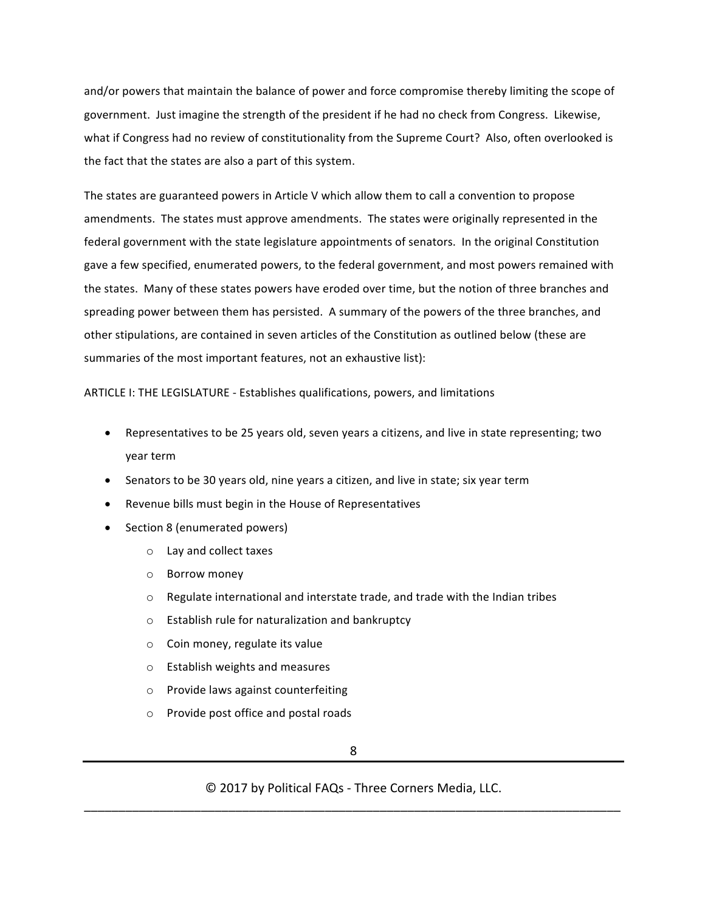and/or powers that maintain the balance of power and force compromise thereby limiting the scope of government. Just imagine the strength of the president if he had no check from Congress. Likewise, what if Congress had no review of constitutionality from the Supreme Court? Also, often overlooked is the fact that the states are also a part of this system.

The states are guaranteed powers in Article V which allow them to call a convention to propose amendments. The states must approve amendments. The states were originally represented in the federal government with the state legislature appointments of senators. In the original Constitution gave a few specified, enumerated powers, to the federal government, and most powers remained with the states. Many of these states powers have eroded over time, but the notion of three branches and spreading power between them has persisted. A summary of the powers of the three branches, and other stipulations, are contained in seven articles of the Constitution as outlined below (these are summaries of the most important features, not an exhaustive list):

ARTICLE I: THE LEGISLATURE - Establishes qualifications, powers, and limitations

- Representatives to be 25 years old, seven years a citizens, and live in state representing; two year term
- Senators to be 30 years old, nine years a citizen, and live in state; six year term
- Revenue bills must begin in the House of Representatives
- Section 8 (enumerated powers)
    - Lay and collect taxes
    - Borrow money
    - Regulate international and interstate trade, and trade with the Indian tribes
    - Establish rule for naturalization and bankruptcy
    - Coin money, regulate its value
    - Establish weights and measures
    - Provide laws against counterfeiting
    - Provide post office and postal roads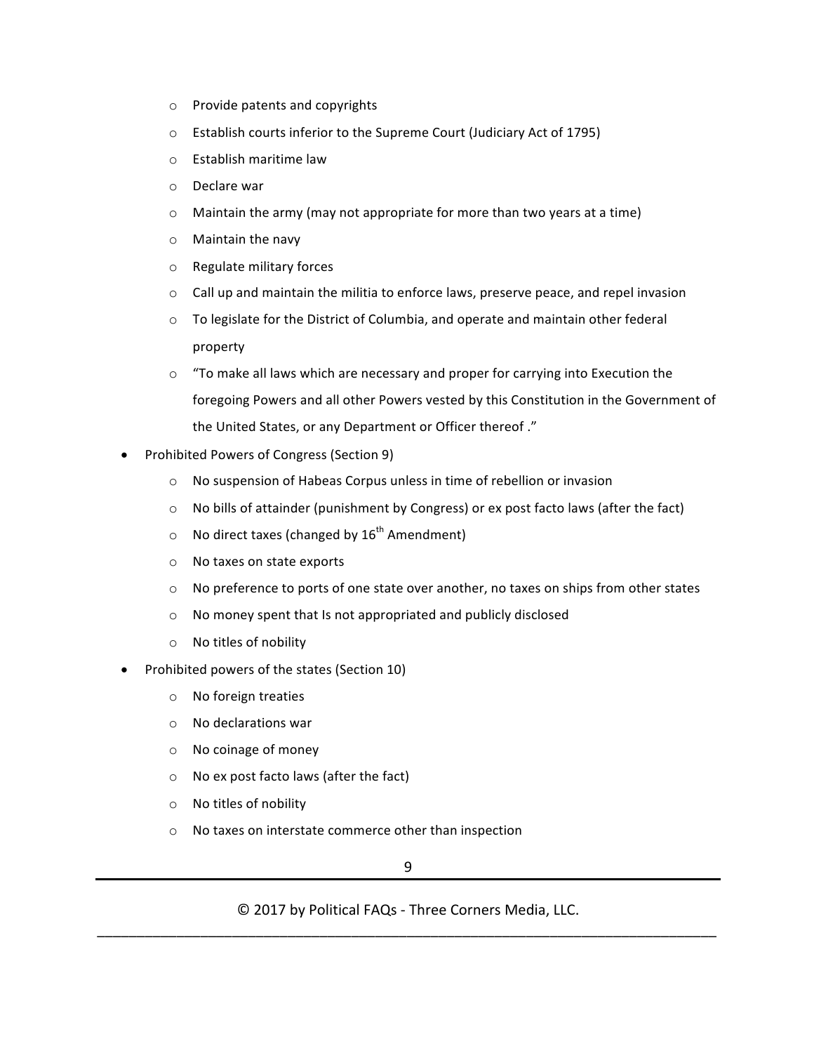- Provide patents and copyrights
  - Establish courts inferior to the Supreme Court (Judiciary Act of 1795)
  - Establish maritime law
  - Declare war
  - Maintain the army (may not appropriate for more than two years at a time)
  - Maintain the navy
  - Regulate military forces
  - Call up and maintain the militia to enforce laws, preserve peace, and repel invasion
  - To legislate for the District of Columbia, and operate and maintain other federal property
  - "To make all laws which are necessary and proper for carrying into Execution the foregoing Powers and all other Powers vested by this Constitution in the Government of the United States, or any Department or Officer thereof ."
- Prohibited Powers of Congress (Section 9)
  - No suspension of Habeas Corpus unless in time of rebellion or invasion
  - No bills of attainder (punishment by Congress) or ex post facto laws (after the fact)
  - No direct taxes (changed by 16th Amendment)
  - No taxes on state exports
  - No preference to ports of one state over another, no taxes on ships from other states
  - No money spent that Is not appropriated and publicly disclosed
  - No titles of nobility
- Prohibited powers of the states (Section 10)
  - No foreign treaties
  - No declarations war
  - No coinage of money
  - No ex post facto laws (after the fact)
  - No titles of nobility
  - No taxes on interstate commerce other than inspection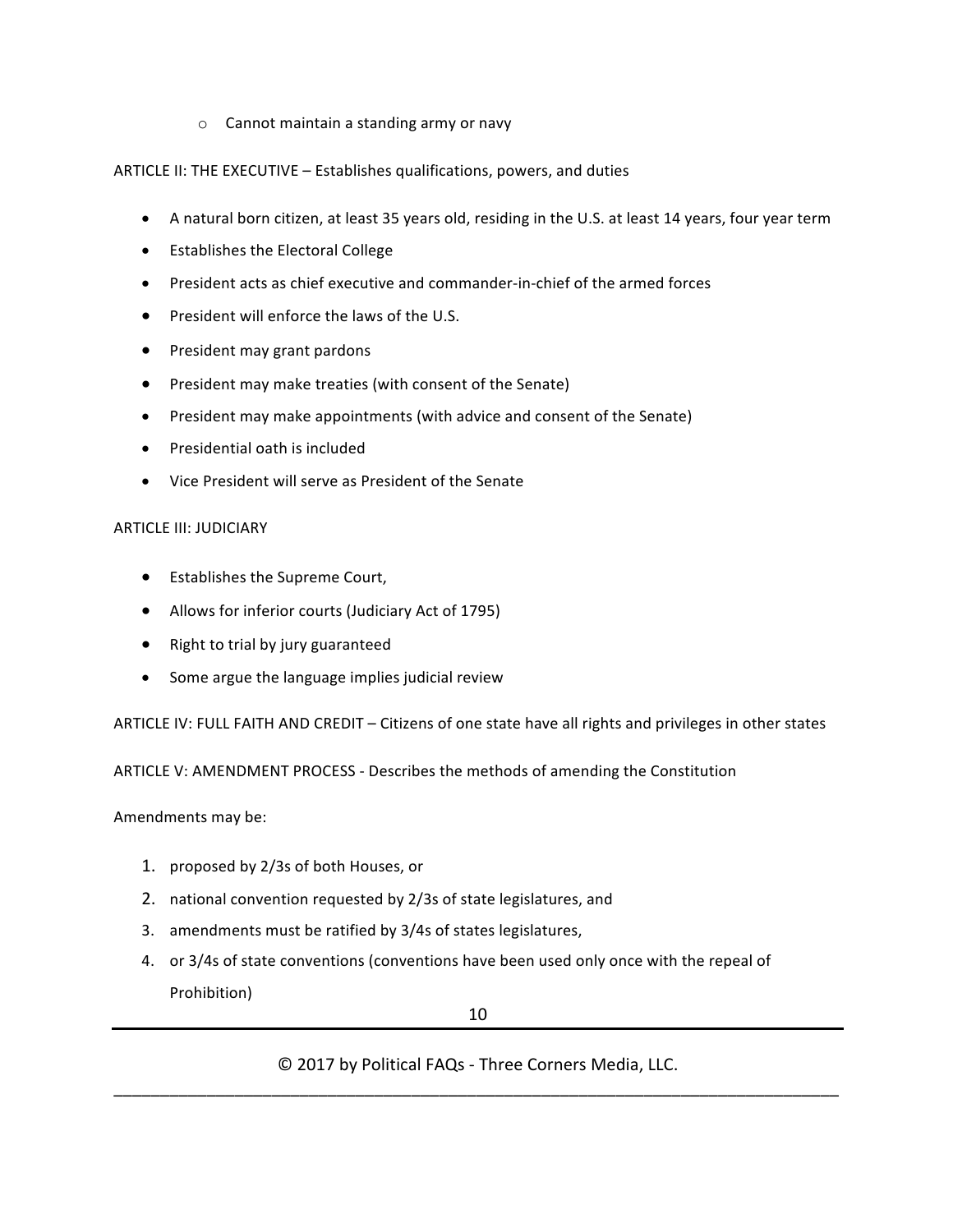- Cannot maintain a standing army or navy

ARTICLE II: THE EXECUTIVE – Establishes qualifications, powers, and duties

- A natural born citizen, at least 35 years old, residing in the U.S. at least 14 years, four year term
- Establishes the Electoral College
- President acts as chief executive and commander-in-chief of the armed forces
- President will enforce the laws of the U.S.
- President may grant pardons
- President may make treaties (with consent of the Senate)
- President may make appointments (with advice and consent of the Senate)
- Presidential oath is included
- Vice President will serve as President of the Senate

ARTICLE III: JUDICIARY

- Establishes the Supreme Court,
- Allows for inferior courts (Judiciary Act of 1795)
- Right to trial by jury guaranteed
- Some argue the language implies judicial review

ARTICLE IV: FULL FAITH AND CREDIT – Citizens of one state have all rights and privileges in other states

ARTICLE V: AMENDMENT PROCESS - Describes the methods of amending the Constitution

Amendments may be:

1. proposed by 2/3s of both Houses, or
2. national convention requested by 2/3s of state legislatures, and
3. amendments must be ratified by 3/4s of states legislatures,
4. or 3/4s of state conventions (conventions have been used only once with the repeal of Prohibition)

© 2017 by Political FAQs - Three Corners Media, LLC.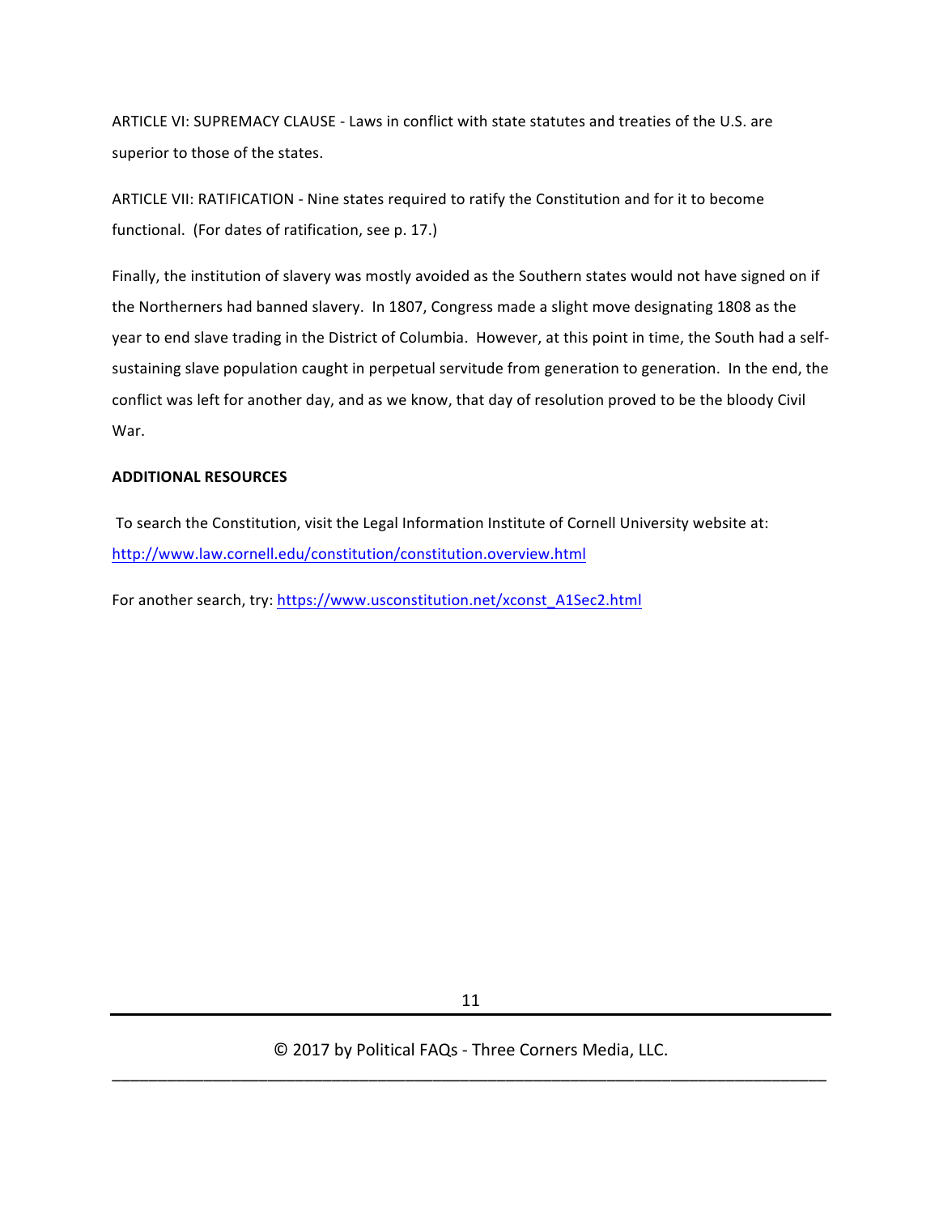ARTICLE VI: SUPREMACY CLAUSE - Laws in conflict with state statutes and treaties of the U.S. are superior to those of the states.

ARTICLE VII: RATIFICATION - Nine states required to ratify the Constitution and for it to become functional. (For dates of ratification, see p. 17.)

Finally, the institution of slavery was mostly avoided as the Southern states would not have signed on if the Northerners had banned slavery. In 1807, Congress made a slight move designating 1808 as the year to end slave trading in the District of Columbia. However, at this point in time, the South had a self-sustaining slave population caught in perpetual servitude from generation to generation. In the end, the conflict was left for another day, and as we know, that day of resolution proved to be the bloody Civil War.

**ADDITIONAL RESOURCES**

To search the Constitution, visit the Legal Information Institute of Cornell University website at: http://www.law.cornell.edu/constitution/constitution.overview.html

For another search, try: https://www.usconstitution.net/xconst_A1Sec2.html

© 2017 by Political FAQs - Three Corners Media, LLC.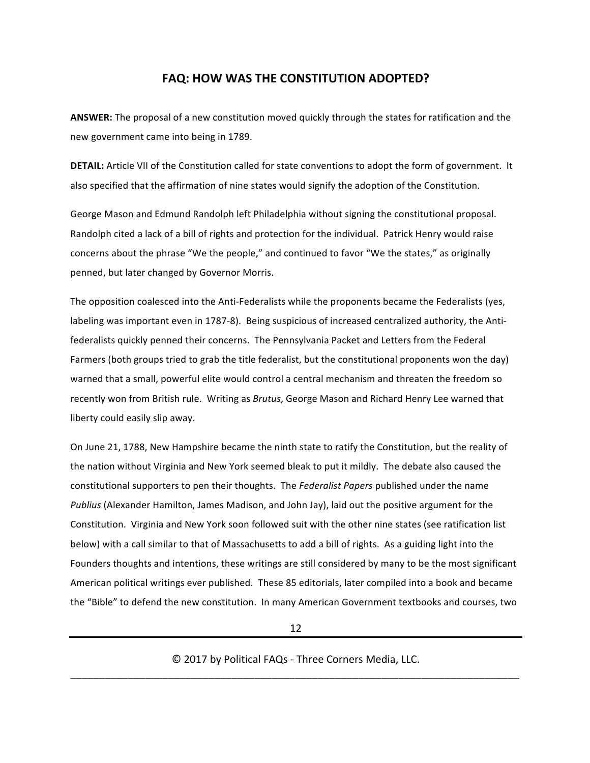## FAQ: HOW WAS THE CONSTITUTION ADOPTED?

**ANSWER:** The proposal of a new constitution moved quickly through the states for ratification and the new government came into being in 1789.

**DETAIL:** Article VII of the Constitution called for state conventions to adopt the form of government. It also specified that the affirmation of nine states would signify the adoption of the Constitution.

George Mason and Edmund Randolph left Philadelphia without signing the constitutional proposal. Randolph cited a lack of a bill of rights and protection for the individual. Patrick Henry would raise concerns about the phrase "We the people," and continued to favor "We the states," as originally penned, but later changed by Governor Morris.

The opposition coalesced into the Anti-Federalists while the proponents became the Federalists (yes, labeling was important even in 1787-8). Being suspicious of increased centralized authority, the Anti-federalists quickly penned their concerns. The Pennsylvania Packet and Letters from the Federal Farmers (both groups tried to grab the title federalist, but the constitutional proponents won the day) warned that a small, powerful elite would control a central mechanism and threaten the freedom so recently won from British rule. Writing as *Brutus*, George Mason and Richard Henry Lee warned that liberty could easily slip away.

On June 21, 1788, New Hampshire became the ninth state to ratify the Constitution, but the reality of the nation without Virginia and New York seemed bleak to put it mildly. The debate also caused the constitutional supporters to pen their thoughts. The *Federalist Papers* published under the name *Publius* (Alexander Hamilton, James Madison, and John Jay), laid out the positive argument for the Constitution. Virginia and New York soon followed suit with the other nine states (see ratification list below) with a call similar to that of Massachusetts to add a bill of rights. As a guiding light into the Founders thoughts and intentions, these writings are still considered by many to be the most significant American political writings ever published. These 85 editorials, later compiled into a book and became the "Bible" to defend the new constitution. In many American Government textbooks and courses, two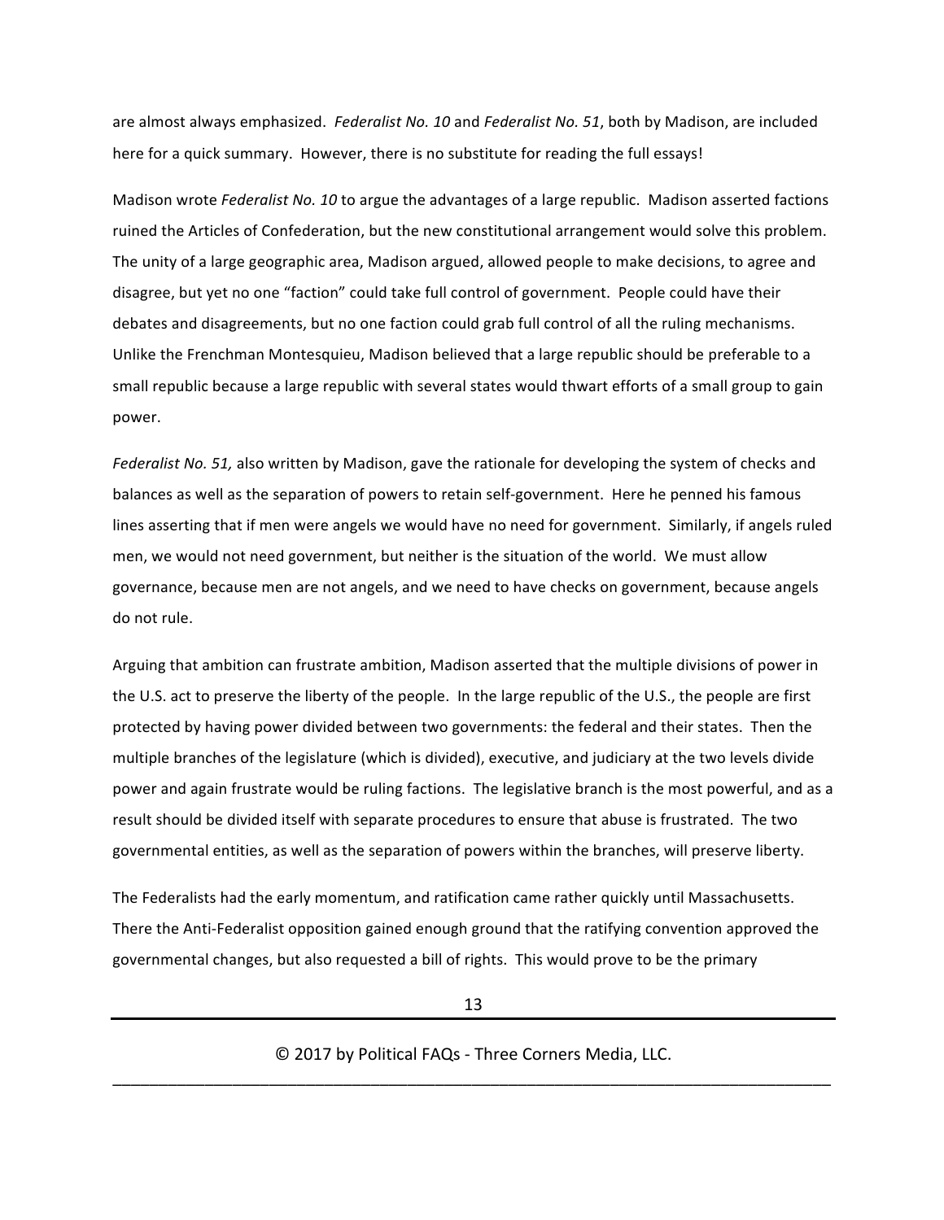are almost always emphasized. *Federalist No. 10* and *Federalist No. 51*, both by Madison, are included here for a quick summary. However, there is no substitute for reading the full essays!

Madison wrote *Federalist No. 10* to argue the advantages of a large republic. Madison asserted factions ruined the Articles of Confederation, but the new constitutional arrangement would solve this problem. The unity of a large geographic area, Madison argued, allowed people to make decisions, to agree and disagree, but yet no one "faction" could take full control of government. People could have their debates and disagreements, but no one faction could grab full control of all the ruling mechanisms. Unlike the Frenchman Montesquieu, Madison believed that a large republic should be preferable to a small republic because a large republic with several states would thwart efforts of a small group to gain power.

*Federalist No. 51,* also written by Madison, gave the rationale for developing the system of checks and balances as well as the separation of powers to retain self-government. Here he penned his famous lines asserting that if men were angels we would have no need for government. Similarly, if angels ruled men, we would not need government, but neither is the situation of the world. We must allow governance, because men are not angels, and we need to have checks on government, because angels do not rule.

Arguing that ambition can frustrate ambition, Madison asserted that the multiple divisions of power in the U.S. act to preserve the liberty of the people. In the large republic of the U.S., the people are first protected by having power divided between two governments: the federal and their states. Then the multiple branches of the legislature (which is divided), executive, and judiciary at the two levels divide power and again frustrate would be ruling factions. The legislative branch is the most powerful, and as a result should be divided itself with separate procedures to ensure that abuse is frustrated. The two governmental entities, as well as the separation of powers within the branches, will preserve liberty.

The Federalists had the early momentum, and ratification came rather quickly until Massachusetts. There the Anti-Federalist opposition gained enough ground that the ratifying convention approved the governmental changes, but also requested a bill of rights. This would prove to be the primary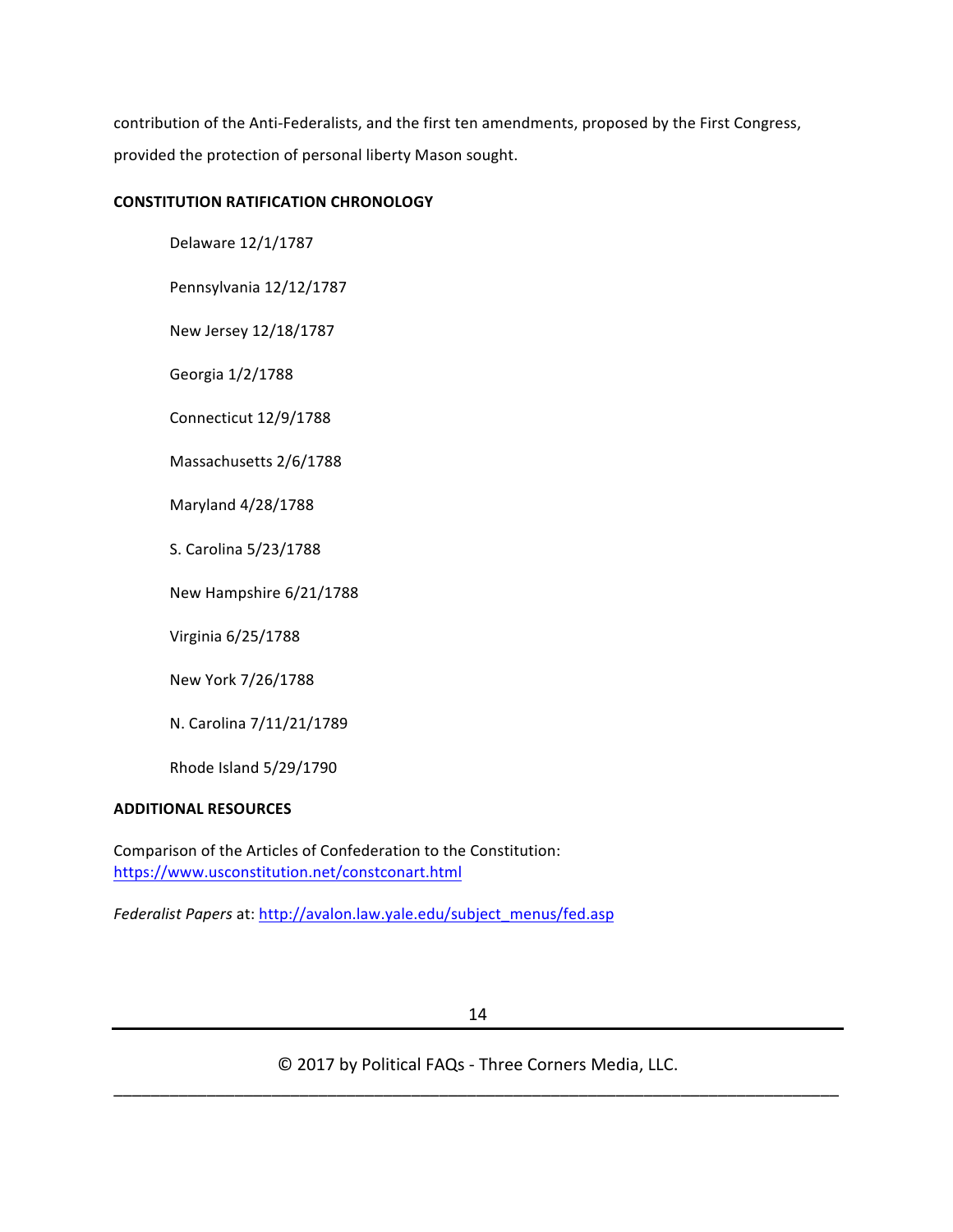contribution of the Anti-Federalists, and the first ten amendments, proposed by the First Congress, provided the protection of personal liberty Mason sought.

**CONSTITUTION RATIFICATION CHRONOLOGY**

Delaware 12/1/1787

Pennsylvania 12/12/1787

New Jersey 12/18/1787

Georgia 1/2/1788

Connecticut 12/9/1788

Massachusetts 2/6/1788

Maryland 4/28/1788

S. Carolina 5/23/1788

New Hampshire 6/21/1788

Virginia 6/25/1788

New York 7/26/1788

N. Carolina 7/11/21/1789

Rhode Island 5/29/1790

**ADDITIONAL RESOURCES**

Comparison of the Articles of Confederation to the Constitution: https://www.usconstitution.net/constconart.html

*Federalist Papers* at: http://avalon.law.yale.edu/subject_menus/fed.asp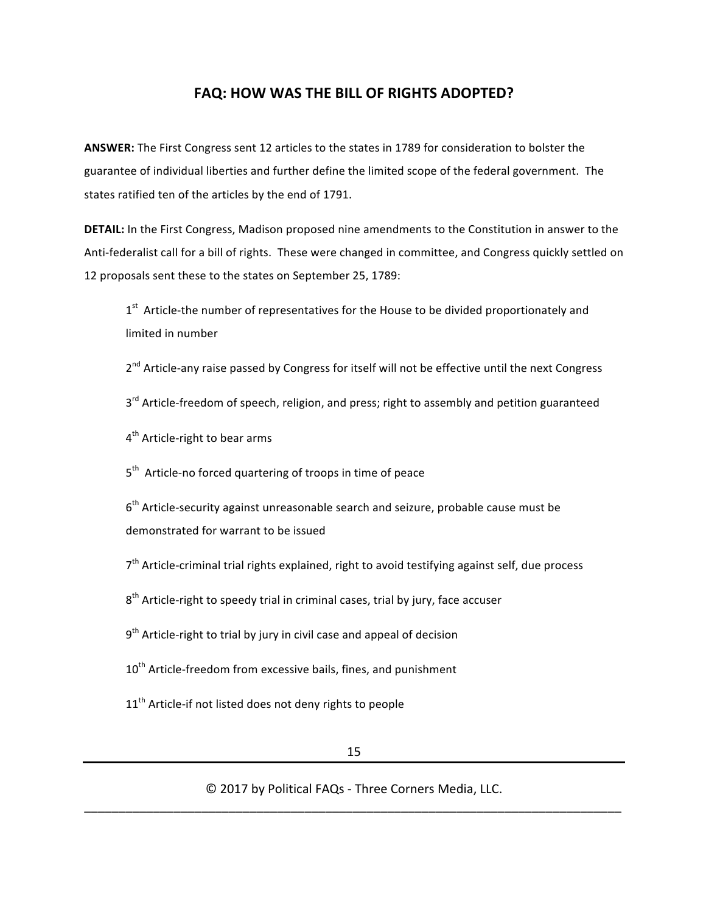## FAQ: HOW WAS THE BILL OF RIGHTS ADOPTED?

**ANSWER:** The First Congress sent 12 articles to the states in 1789 for consideration to bolster the guarantee of individual liberties and further define the limited scope of the federal government. The states ratified ten of the articles by the end of 1791.

**DETAIL:** In the First Congress, Madison proposed nine amendments to the Constitution in answer to the Anti-federalist call for a bill of rights. These were changed in committee, and Congress quickly settled on 12 proposals sent these to the states on September 25, 1789:

1st Article-the number of representatives for the House to be divided proportionately and limited in number

2nd Article-any raise passed by Congress for itself will not be effective until the next Congress

3rd Article-freedom of speech, religion, and press; right to assembly and petition guaranteed

4th Article-right to bear arms

5th Article-no forced quartering of troops in time of peace

6th Article-security against unreasonable search and seizure, probable cause must be demonstrated for warrant to be issued

7th Article-criminal trial rights explained, right to avoid testifying against self, due process

8th Article-right to speedy trial in criminal cases, trial by jury, face accuser

9th Article-right to trial by jury in civil case and appeal of decision

10th Article-freedom from excessive bails, fines, and punishment

11th Article-if not listed does not deny rights to people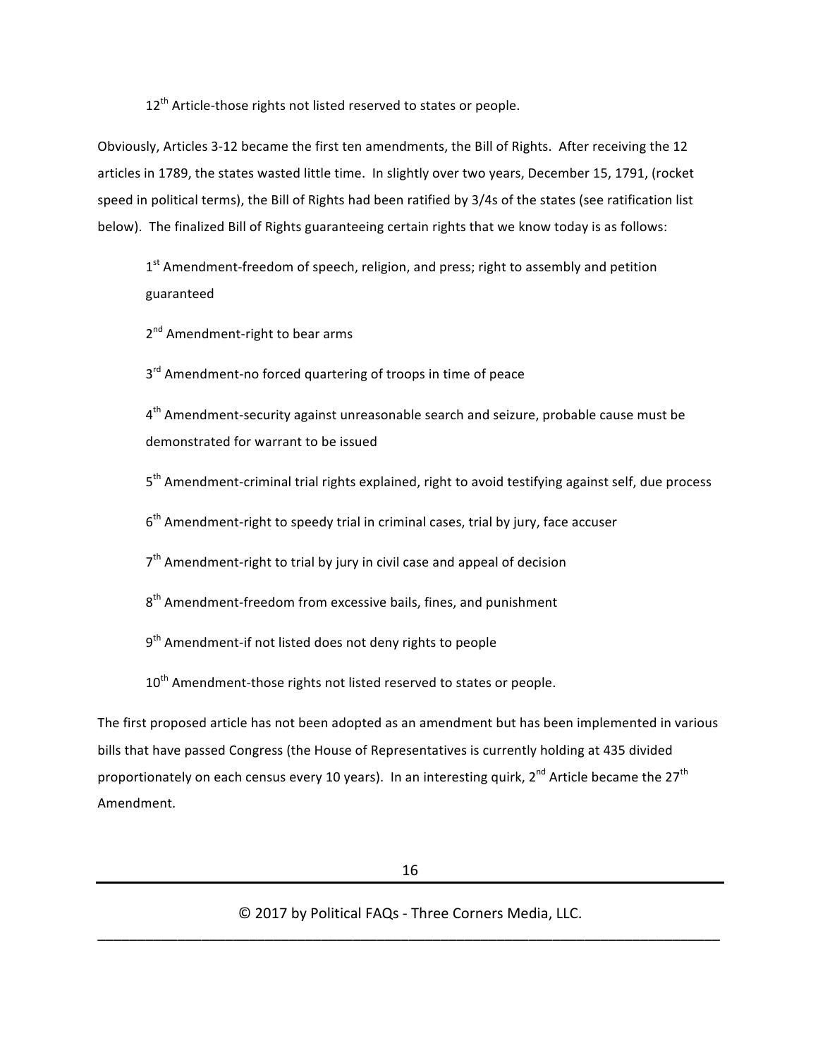12th Article-those rights not listed reserved to states or people.

Obviously, Articles 3-12 became the first ten amendments, the Bill of Rights. After receiving the 12 articles in 1789, the states wasted little time. In slightly over two years, December 15, 1791, (rocket speed in political terms), the Bill of Rights had been ratified by 3/4s of the states (see ratification list below). The finalized Bill of Rights guaranteeing certain rights that we know today is as follows:

1st Amendment-freedom of speech, religion, and press; right to assembly and petition guaranteed

2nd Amendment-right to bear arms

3rd Amendment-no forced quartering of troops in time of peace

4th Amendment-security against unreasonable search and seizure, probable cause must be demonstrated for warrant to be issued

5th Amendment-criminal trial rights explained, right to avoid testifying against self, due process

6th Amendment-right to speedy trial in criminal cases, trial by jury, face accuser

7th Amendment-right to trial by jury in civil case and appeal of decision

8th Amendment-freedom from excessive bails, fines, and punishment

9th Amendment-if not listed does not deny rights to people

10th Amendment-those rights not listed reserved to states or people.

The first proposed article has not been adopted as an amendment but has been implemented in various bills that have passed Congress (the House of Representatives is currently holding at 435 divided proportionately on each census every 10 years). In an interesting quirk, 2nd Article became the 27th Amendment.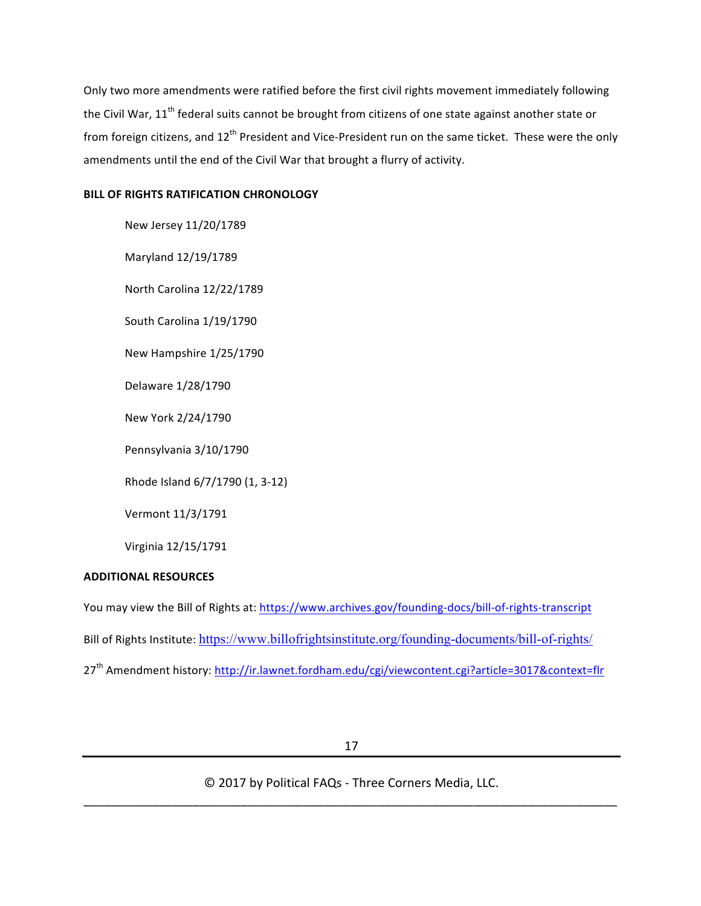Only two more amendments were ratified before the first civil rights movement immediately following the Civil War, 11th federal suits cannot be brought from citizens of one state against another state or from foreign citizens, and 12th President and Vice-President run on the same ticket. These were the only amendments until the end of the Civil War that brought a flurry of activity.

**BILL OF RIGHTS RATIFICATION CHRONOLOGY**

New Jersey 11/20/1789

Maryland 12/19/1789

North Carolina 12/22/1789

South Carolina 1/19/1790

New Hampshire 1/25/1790

Delaware 1/28/1790

New York 2/24/1790

Pennsylvania 3/10/1790

Rhode Island 6/7/1790 (1, 3-12)

Vermont 11/3/1791

Virginia 12/15/1791

**ADDITIONAL RESOURCES**

You may view the Bill of Rights at: https://www.archives.gov/founding-docs/bill-of-rights-transcript

Bill of Rights Institute: https://www.billofrightsinstitute.org/founding-documents/bill-of-rights/

27th Amendment history: http://ir.lawnet.fordham.edu/cgi/viewcontent.cgi?article=3017&context=flr

© 2017 by Political FAQs - Three Corners Media, LLC.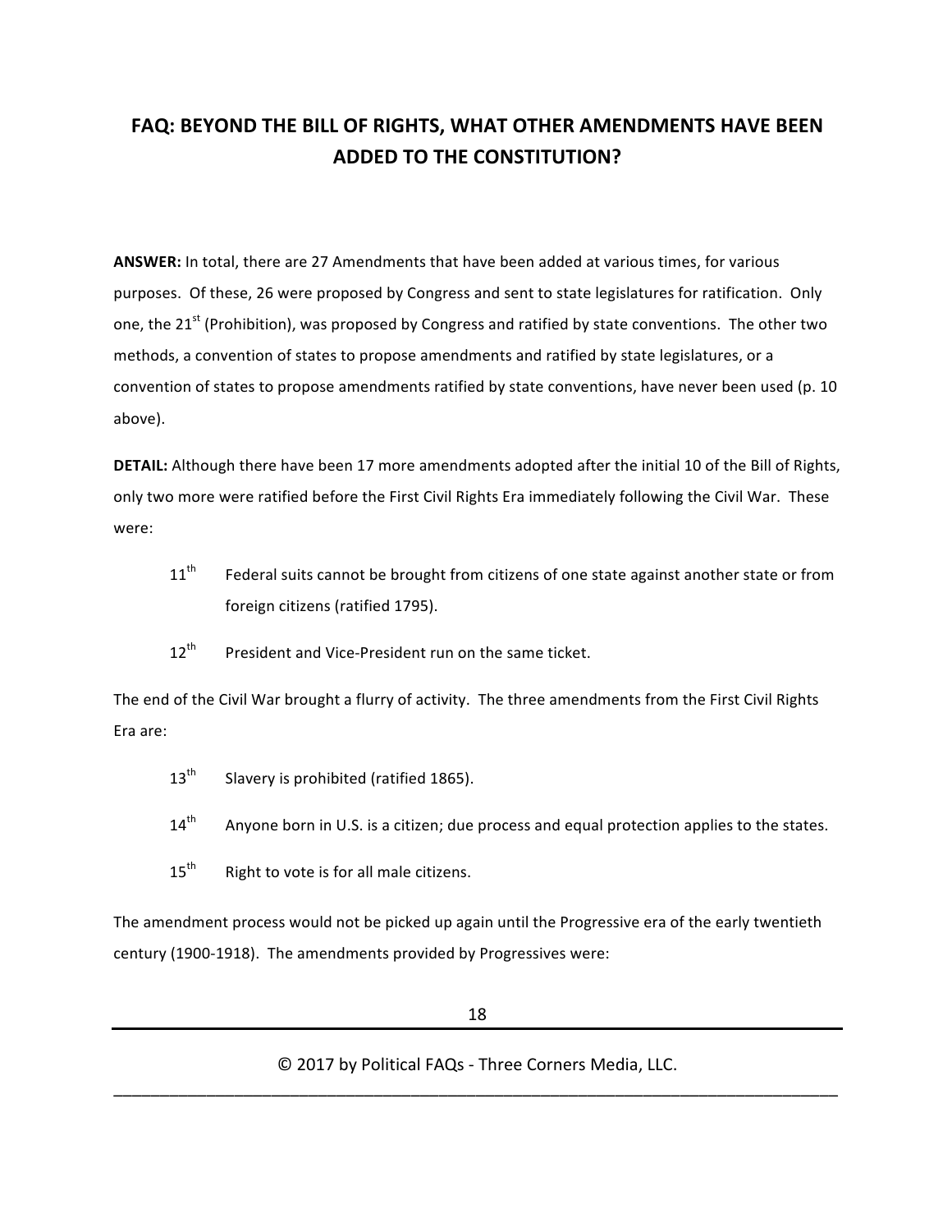## FAQ: BEYOND THE BILL OF RIGHTS, WHAT OTHER AMENDMENTS HAVE BEEN ADDED TO THE CONSTITUTION?

**ANSWER:** In total, there are 27 Amendments that have been added at various times, for various purposes. Of these, 26 were proposed by Congress and sent to state legislatures for ratification. Only one, the 21st (Prohibition), was proposed by Congress and ratified by state conventions. The other two methods, a convention of states to propose amendments and ratified by state legislatures, or a convention of states to propose amendments ratified by state conventions, have never been used (p. 10 above).

**DETAIL:** Although there have been 17 more amendments adopted after the initial 10 of the Bill of Rights, only two more were ratified before the First Civil Rights Era immediately following the Civil War. These were:

- 11th Federal suits cannot be brought from citizens of one state against another state or from foreign citizens (ratified 1795).
- 12th President and Vice-President run on the same ticket.

The end of the Civil War brought a flurry of activity. The three amendments from the First Civil Rights Era are:

- 13th Slavery is prohibited (ratified 1865).
- 14th Anyone born in U.S. is a citizen; due process and equal protection applies to the states.
- 15th Right to vote is for all male citizens.

The amendment process would not be picked up again until the Progressive era of the early twentieth century (1900-1918). The amendments provided by Progressives were: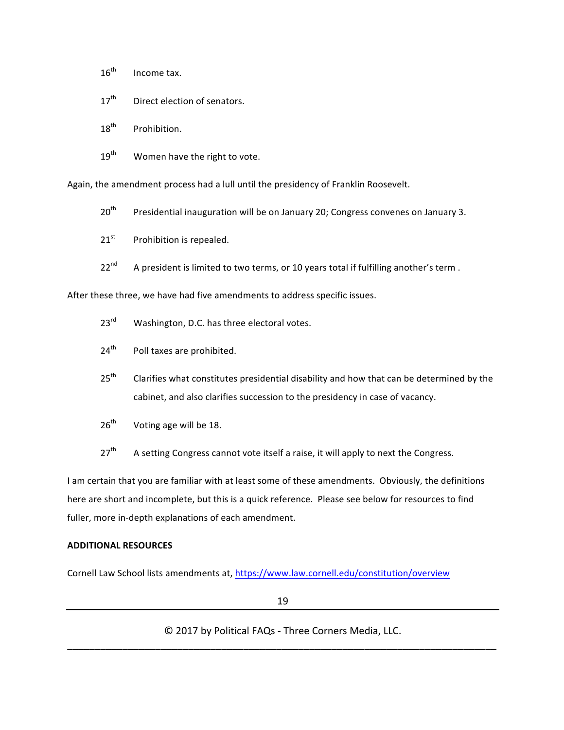16th Income tax.

17th Direct election of senators.

18th Prohibition.

19th Women have the right to vote.

Again, the amendment process had a lull until the presidency of Franklin Roosevelt.

20th Presidential inauguration will be on January 20; Congress convenes on January 3.

21st Prohibition is repealed.

22nd A president is limited to two terms, or 10 years total if fulfilling another's term .

After these three, we have had five amendments to address specific issues.

23rd Washington, D.C. has three electoral votes.

24th Poll taxes are prohibited.

25th Clarifies what constitutes presidential disability and how that can be determined by the cabinet, and also clarifies succession to the presidency in case of vacancy.

26th Voting age will be 18.

27th A setting Congress cannot vote itself a raise, it will apply to next the Congress.

I am certain that you are familiar with at least some of these amendments. Obviously, the definitions here are short and incomplete, but this is a quick reference. Please see below for resources to find fuller, more in-depth explanations of each amendment.

**ADDITIONAL RESOURCES**

Cornell Law School lists amendments at, https://www.law.cornell.edu/constitution/overview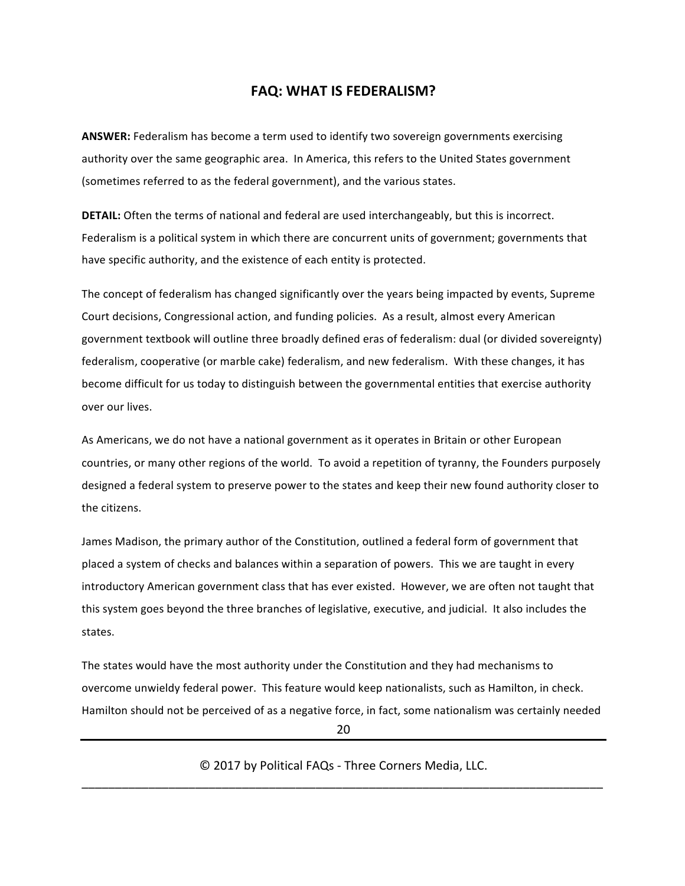## FAQ: WHAT IS FEDERALISM?

**ANSWER:** Federalism has become a term used to identify two sovereign governments exercising authority over the same geographic area. In America, this refers to the United States government (sometimes referred to as the federal government), and the various states.

**DETAIL:** Often the terms of national and federal are used interchangeably, but this is incorrect. Federalism is a political system in which there are concurrent units of government; governments that have specific authority, and the existence of each entity is protected.

The concept of federalism has changed significantly over the years being impacted by events, Supreme Court decisions, Congressional action, and funding policies. As a result, almost every American government textbook will outline three broadly defined eras of federalism: dual (or divided sovereignty) federalism, cooperative (or marble cake) federalism, and new federalism. With these changes, it has become difficult for us today to distinguish between the governmental entities that exercise authority over our lives.

As Americans, we do not have a national government as it operates in Britain or other European countries, or many other regions of the world. To avoid a repetition of tyranny, the Founders purposely designed a federal system to preserve power to the states and keep their new found authority closer to the citizens.

James Madison, the primary author of the Constitution, outlined a federal form of government that placed a system of checks and balances within a separation of powers. This we are taught in every introductory American government class that has ever existed. However, we are often not taught that this system goes beyond the three branches of legislative, executive, and judicial. It also includes the states.

The states would have the most authority under the Constitution and they had mechanisms to overcome unwieldy federal power. This feature would keep nationalists, such as Hamilton, in check. Hamilton should not be perceived of as a negative force, in fact, some nationalism was certainly needed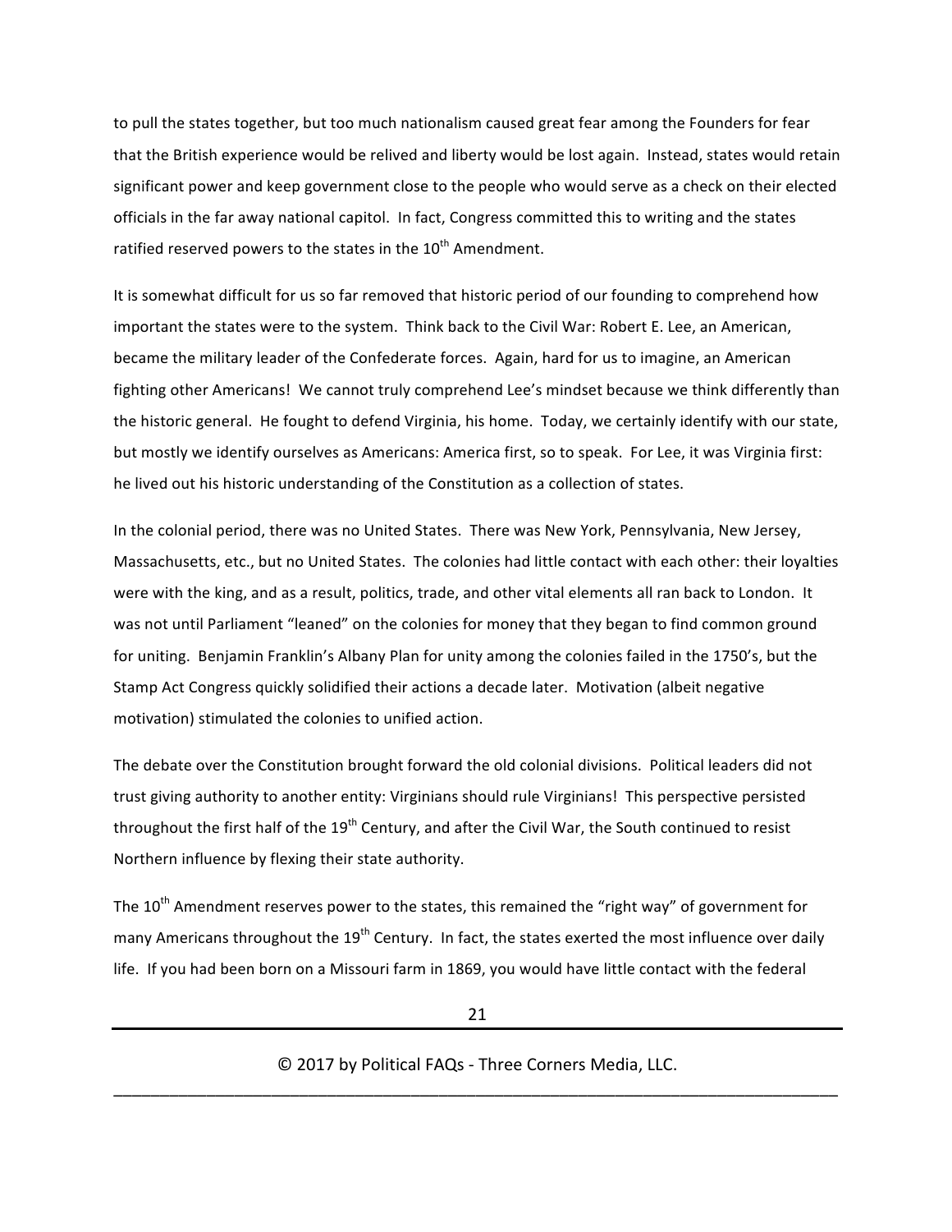to pull the states together, but too much nationalism caused great fear among the Founders for fear that the British experience would be relived and liberty would be lost again. Instead, states would retain significant power and keep government close to the people who would serve as a check on their elected officials in the far away national capitol. In fact, Congress committed this to writing and the states ratified reserved powers to the states in the 10th Amendment.

It is somewhat difficult for us so far removed that historic period of our founding to comprehend how important the states were to the system. Think back to the Civil War: Robert E. Lee, an American, became the military leader of the Confederate forces. Again, hard for us to imagine, an American fighting other Americans! We cannot truly comprehend Lee's mindset because we think differently than the historic general. He fought to defend Virginia, his home. Today, we certainly identify with our state, but mostly we identify ourselves as Americans: America first, so to speak. For Lee, it was Virginia first: he lived out his historic understanding of the Constitution as a collection of states.

In the colonial period, there was no United States. There was New York, Pennsylvania, New Jersey, Massachusetts, etc., but no United States. The colonies had little contact with each other: their loyalties were with the king, and as a result, politics, trade, and other vital elements all ran back to London. It was not until Parliament "leaned" on the colonies for money that they began to find common ground for uniting. Benjamin Franklin's Albany Plan for unity among the colonies failed in the 1750's, but the Stamp Act Congress quickly solidified their actions a decade later. Motivation (albeit negative motivation) stimulated the colonies to unified action.

The debate over the Constitution brought forward the old colonial divisions. Political leaders did not trust giving authority to another entity: Virginians should rule Virginians! This perspective persisted throughout the first half of the 19th Century, and after the Civil War, the South continued to resist Northern influence by flexing their state authority.

The 10th Amendment reserves power to the states, this remained the "right way" of government for many Americans throughout the 19th Century. In fact, the states exerted the most influence over daily life. If you had been born on a Missouri farm in 1869, you would have little contact with the federal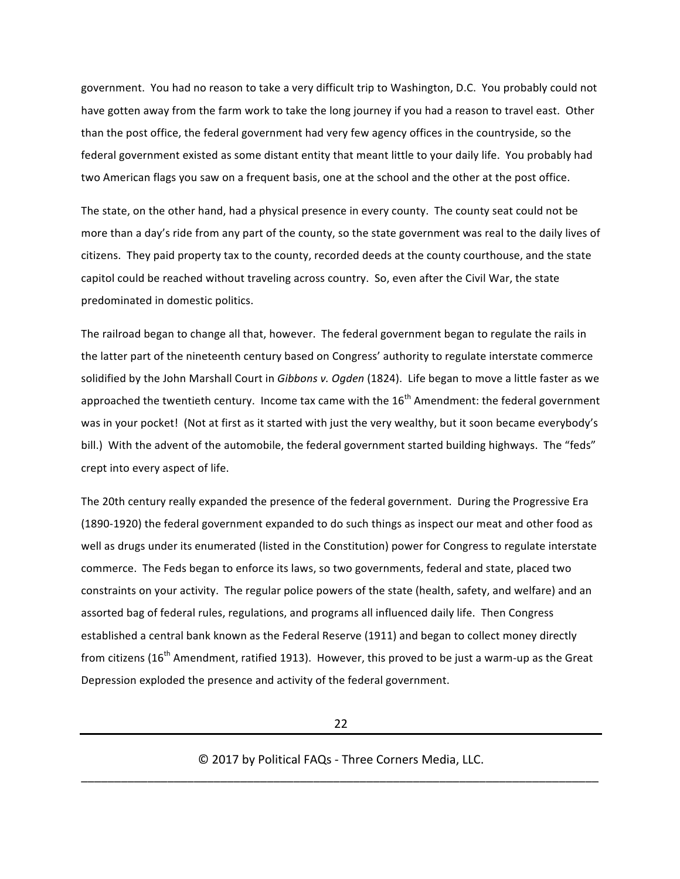government. You had no reason to take a very difficult trip to Washington, D.C. You probably could not have gotten away from the farm work to take the long journey if you had a reason to travel east. Other than the post office, the federal government had very few agency offices in the countryside, so the federal government existed as some distant entity that meant little to your daily life. You probably had two American flags you saw on a frequent basis, one at the school and the other at the post office.

The state, on the other hand, had a physical presence in every county. The county seat could not be more than a day's ride from any part of the county, so the state government was real to the daily lives of citizens. They paid property tax to the county, recorded deeds at the county courthouse, and the state capitol could be reached without traveling across country. So, even after the Civil War, the state predominated in domestic politics.

The railroad began to change all that, however. The federal government began to regulate the rails in the latter part of the nineteenth century based on Congress' authority to regulate interstate commerce solidified by the John Marshall Court in *Gibbons v. Ogden* (1824). Life began to move a little faster as we approached the twentieth century. Income tax came with the 16th Amendment: the federal government was in your pocket! (Not at first as it started with just the very wealthy, but it soon became everybody's bill.) With the advent of the automobile, the federal government started building highways. The "feds" crept into every aspect of life.

The 20th century really expanded the presence of the federal government. During the Progressive Era (1890-1920) the federal government expanded to do such things as inspect our meat and other food as well as drugs under its enumerated (listed in the Constitution) power for Congress to regulate interstate commerce. The Feds began to enforce its laws, so two governments, federal and state, placed two constraints on your activity. The regular police powers of the state (health, safety, and welfare) and an assorted bag of federal rules, regulations, and programs all influenced daily life. Then Congress established a central bank known as the Federal Reserve (1911) and began to collect money directly from citizens (16th Amendment, ratified 1913). However, this proved to be just a warm-up as the Great Depression exploded the presence and activity of the federal government.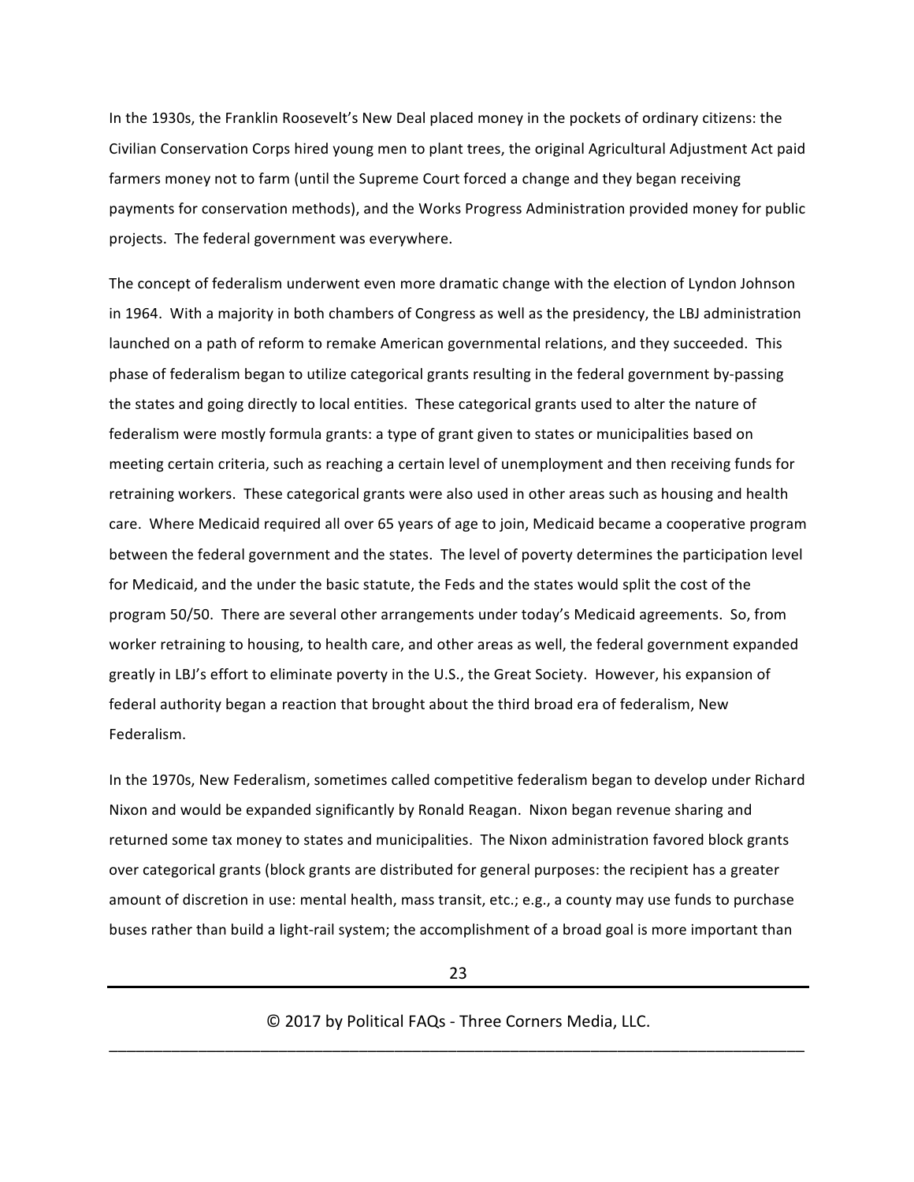In the 1930s, the Franklin Roosevelt's New Deal placed money in the pockets of ordinary citizens: the Civilian Conservation Corps hired young men to plant trees, the original Agricultural Adjustment Act paid farmers money not to farm (until the Supreme Court forced a change and they began receiving payments for conservation methods), and the Works Progress Administration provided money for public projects. The federal government was everywhere.

The concept of federalism underwent even more dramatic change with the election of Lyndon Johnson in 1964. With a majority in both chambers of Congress as well as the presidency, the LBJ administration launched on a path of reform to remake American governmental relations, and they succeeded. This phase of federalism began to utilize categorical grants resulting in the federal government by-passing the states and going directly to local entities. These categorical grants used to alter the nature of federalism were mostly formula grants: a type of grant given to states or municipalities based on meeting certain criteria, such as reaching a certain level of unemployment and then receiving funds for retraining workers. These categorical grants were also used in other areas such as housing and health care. Where Medicaid required all over 65 years of age to join, Medicaid became a cooperative program between the federal government and the states. The level of poverty determines the participation level for Medicaid, and the under the basic statute, the Feds and the states would split the cost of the program 50/50. There are several other arrangements under today's Medicaid agreements. So, from worker retraining to housing, to health care, and other areas as well, the federal government expanded greatly in LBJ's effort to eliminate poverty in the U.S., the Great Society. However, his expansion of federal authority began a reaction that brought about the third broad era of federalism, New Federalism.

In the 1970s, New Federalism, sometimes called competitive federalism began to develop under Richard Nixon and would be expanded significantly by Ronald Reagan. Nixon began revenue sharing and returned some tax money to states and municipalities. The Nixon administration favored block grants over categorical grants (block grants are distributed for general purposes: the recipient has a greater amount of discretion in use: mental health, mass transit, etc.; e.g., a county may use funds to purchase buses rather than build a light-rail system; the accomplishment of a broad goal is more important than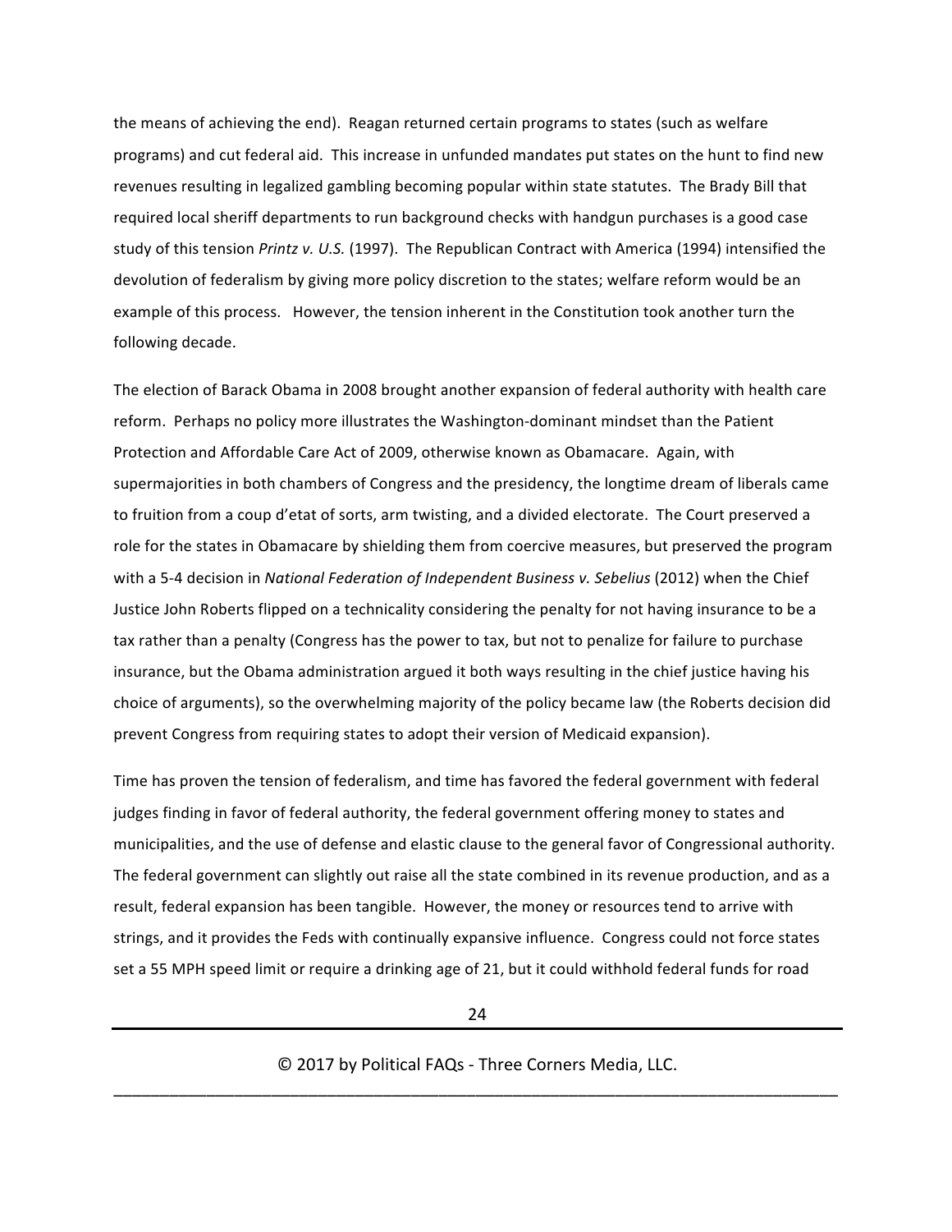the means of achieving the end). Reagan returned certain programs to states (such as welfare programs) and cut federal aid. This increase in unfunded mandates put states on the hunt to find new revenues resulting in legalized gambling becoming popular within state statutes. The Brady Bill that required local sheriff departments to run background checks with handgun purchases is a good case study of this tension *Printz v. U.S.* (1997). The Republican Contract with America (1994) intensified the devolution of federalism by giving more policy discretion to the states; welfare reform would be an example of this process. However, the tension inherent in the Constitution took another turn the following decade.

The election of Barack Obama in 2008 brought another expansion of federal authority with health care reform. Perhaps no policy more illustrates the Washington-dominant mindset than the Patient Protection and Affordable Care Act of 2009, otherwise known as Obamacare. Again, with supermajorities in both chambers of Congress and the presidency, the longtime dream of liberals came to fruition from a coup d'etat of sorts, arm twisting, and a divided electorate. The Court preserved a role for the states in Obamacare by shielding them from coercive measures, but preserved the program with a 5-4 decision in *National Federation of Independent Business v. Sebelius* (2012) when the Chief Justice John Roberts flipped on a technicality considering the penalty for not having insurance to be a tax rather than a penalty (Congress has the power to tax, but not to penalize for failure to purchase insurance, but the Obama administration argued it both ways resulting in the chief justice having his choice of arguments), so the overwhelming majority of the policy became law (the Roberts decision did prevent Congress from requiring states to adopt their version of Medicaid expansion).

Time has proven the tension of federalism, and time has favored the federal government with federal judges finding in favor of federal authority, the federal government offering money to states and municipalities, and the use of defense and elastic clause to the general favor of Congressional authority. The federal government can slightly out raise all the state combined in its revenue production, and as a result, federal expansion has been tangible. However, the money or resources tend to arrive with strings, and it provides the Feds with continually expansive influence. Congress could not force states set a 55 MPH speed limit or require a drinking age of 21, but it could withhold federal funds for road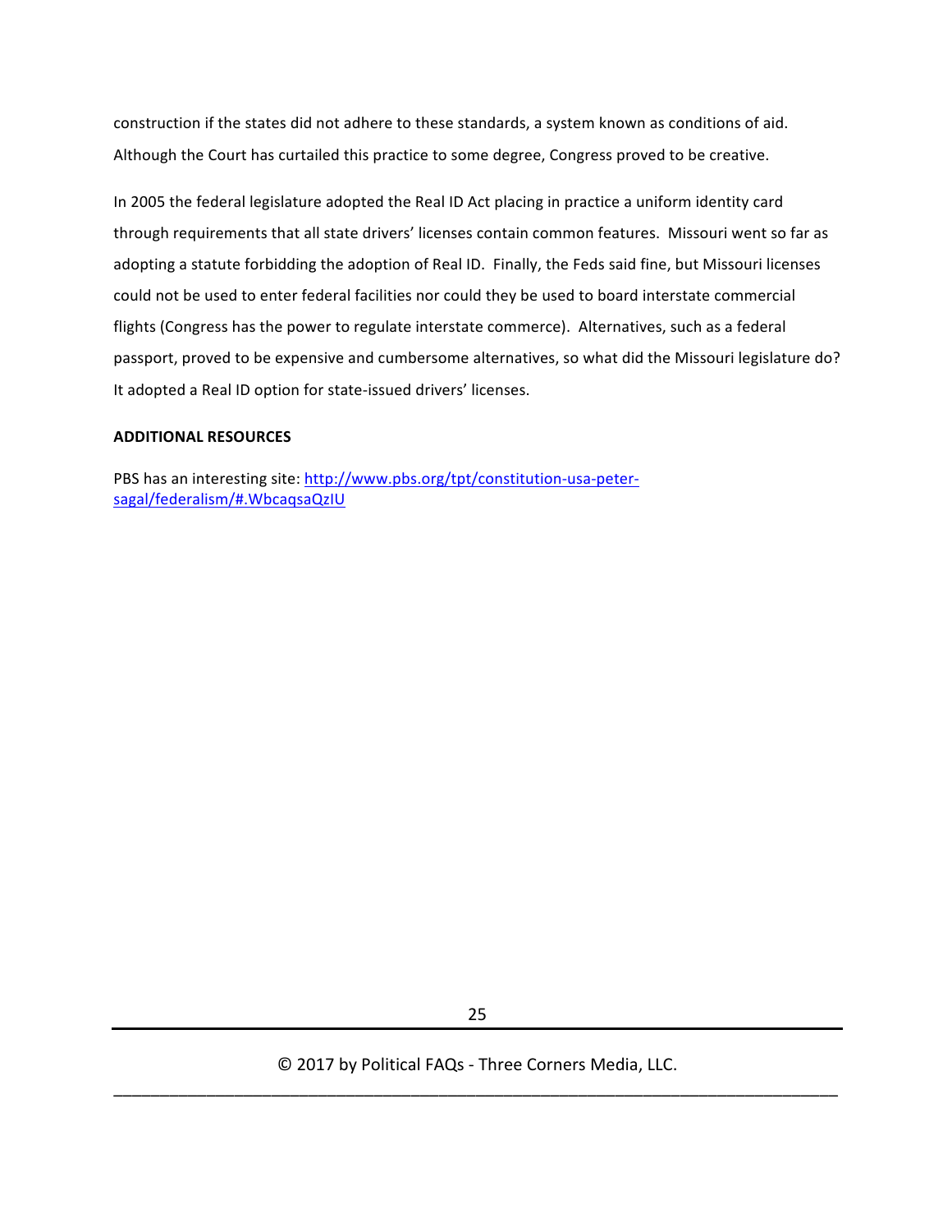construction if the states did not adhere to these standards, a system known as conditions of aid. Although the Court has curtailed this practice to some degree, Congress proved to be creative.

In 2005 the federal legislature adopted the Real ID Act placing in practice a uniform identity card through requirements that all state drivers' licenses contain common features. Missouri went so far as adopting a statute forbidding the adoption of Real ID. Finally, the Feds said fine, but Missouri licenses could not be used to enter federal facilities nor could they be used to board interstate commercial flights (Congress has the power to regulate interstate commerce). Alternatives, such as a federal passport, proved to be expensive and cumbersome alternatives, so what did the Missouri legislature do? It adopted a Real ID option for state-issued drivers' licenses.

**ADDITIONAL RESOURCES**

PBS has an interesting site: http://www.pbs.org/tpt/constitution-usa-peter-sagal/federalism/#.WbcaqsaQzIU